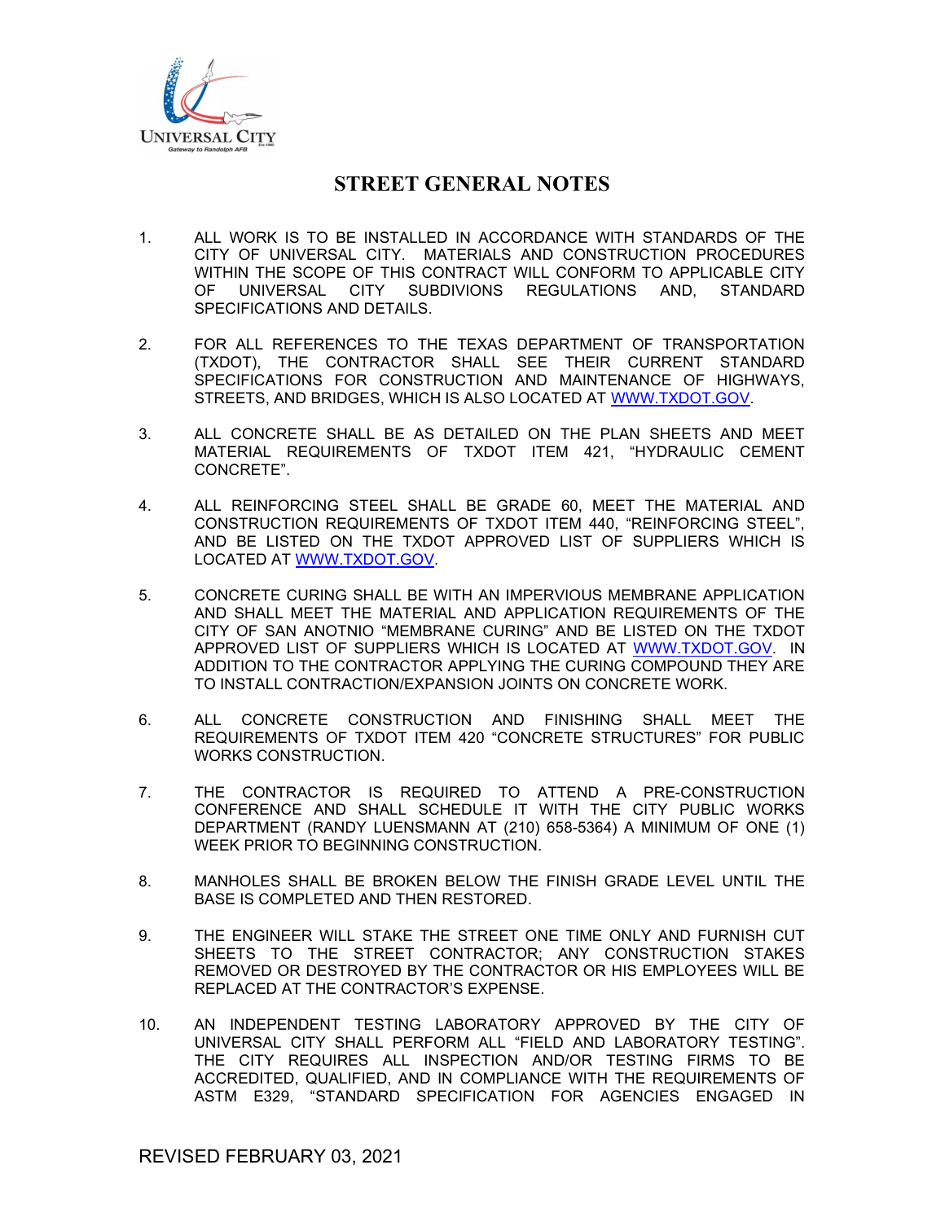UNIVERSAL CITY
Gateway to Randolph AFB

# STREET GENERAL NOTES

1. ALL WORK IS TO BE INSTALLED IN ACCORDANCE WITH STANDARDS OF THE CITY OF UNIVERSAL CITY. MATERIALS AND CONSTRUCTION PROCEDURES WITHIN THE SCOPE OF THIS CONTRACT WILL CONFORM TO APPLICABLE CITY OF UNIVERSAL CITY SUBDIVIONS REGULATIONS AND, STANDARD SPECIFICATIONS AND DETAILS.

2. FOR ALL REFERENCES TO THE TEXAS DEPARTMENT OF TRANSPORTATION (TXDOT), THE CONTRACTOR SHALL SEE THEIR CURRENT STANDARD SPECIFICATIONS FOR CONSTRUCTION AND MAINTENANCE OF HIGHWAYS, STREETS, AND BRIDGES, WHICH IS ALSO LOCATED AT WWW.TXDOT.GOV.

3. ALL CONCRETE SHALL BE AS DETAILED ON THE PLAN SHEETS AND MEET MATERIAL REQUIREMENTS OF TXDOT ITEM 421, "HYDRAULIC CEMENT CONCRETE".

4. ALL REINFORCING STEEL SHALL BE GRADE 60, MEET THE MATERIAL AND CONSTRUCTION REQUIREMENTS OF TXDOT ITEM 440, "REINFORCING STEEL", AND BE LISTED ON THE TXDOT APPROVED LIST OF SUPPLIERS WHICH IS LOCATED AT WWW.TXDOT.GOV.

5. CONCRETE CURING SHALL BE WITH AN IMPERVIOUS MEMBRANE APPLICATION AND SHALL MEET THE MATERIAL AND APPLICATION REQUIREMENTS OF THE CITY OF SAN ANOTNIO "MEMBRANE CURING" AND BE LISTED ON THE TXDOT APPROVED LIST OF SUPPLIERS WHICH IS LOCATED AT WWW.TXDOT.GOV. IN ADDITION TO THE CONTRACTOR APPLYING THE CURING COMPOUND THEY ARE TO INSTALL CONTRACTION/EXPANSION JOINTS ON CONCRETE WORK.

6. ALL CONCRETE CONSTRUCTION AND FINISHING SHALL MEET THE REQUIREMENTS OF TXDOT ITEM 420 "CONCRETE STRUCTURES" FOR PUBLIC WORKS CONSTRUCTION.

7. THE CONTRACTOR IS REQUIRED TO ATTEND A PRE-CONSTRUCTION CONFERENCE AND SHALL SCHEDULE IT WITH THE CITY PUBLIC WORKS DEPARTMENT (RANDY LUENSMANN AT (210) 658-5364) A MINIMUM OF ONE (1) WEEK PRIOR TO BEGINNING CONSTRUCTION.

8. MANHOLES SHALL BE BROKEN BELOW THE FINISH GRADE LEVEL UNTIL THE BASE IS COMPLETED AND THEN RESTORED.

9. THE ENGINEER WILL STAKE THE STREET ONE TIME ONLY AND FURNISH CUT SHEETS TO THE STREET CONTRACTOR; ANY CONSTRUCTION STAKES REMOVED OR DESTROYED BY THE CONTRACTOR OR HIS EMPLOYEES WILL BE REPLACED AT THE CONTRACTOR'S EXPENSE.

10. AN INDEPENDENT TESTING LABORATORY APPROVED BY THE CITY OF UNIVERSAL CITY SHALL PERFORM ALL "FIELD AND LABORATORY TESTING". THE CITY REQUIRES ALL INSPECTION AND/OR TESTING FIRMS TO BE ACCREDITED, QUALIFIED, AND IN COMPLIANCE WITH THE REQUIREMENTS OF ASTM E329, "STANDARD SPECIFICATION FOR AGENCIES ENGAGED IN

REVISED FEBRUARY 03, 2021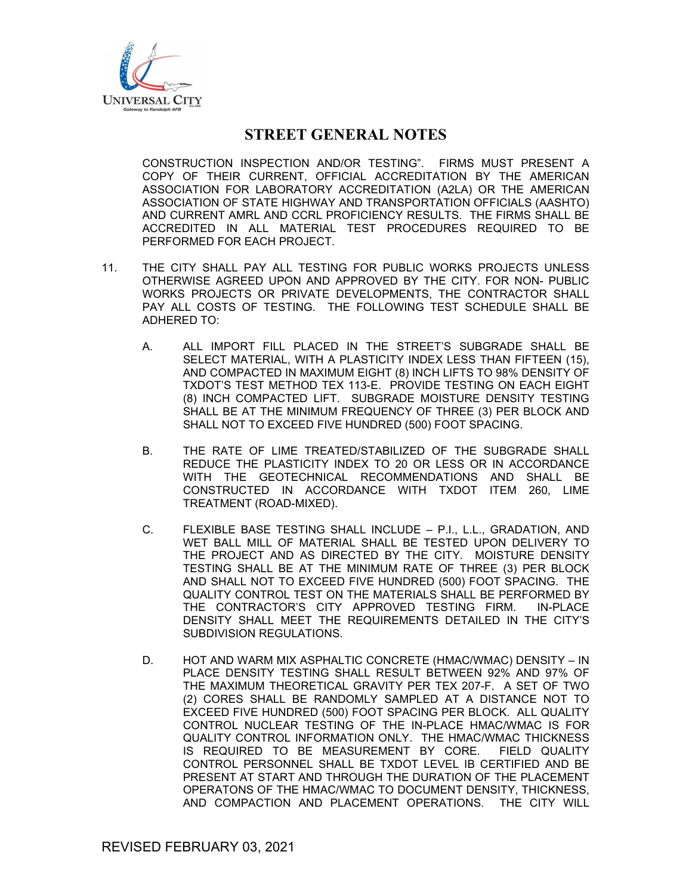# STREET GENERAL NOTES

CONSTRUCTION INSPECTION AND/OR TESTING". FIRMS MUST PRESENT A COPY OF THEIR CURRENT, OFFICIAL ACCREDITATION BY THE AMERICAN ASSOCIATION FOR LABORATORY ACCREDITATION (A2LA) OR THE AMERICAN ASSOCIATION OF STATE HIGHWAY AND TRANSPORTATION OFFICIALS (AASHTO) AND CURRENT AMRL AND CCRL PROFICIENCY RESULTS. THE FIRMS SHALL BE ACCREDITED IN ALL MATERIAL TEST PROCEDURES REQUIRED TO BE PERFORMED FOR EACH PROJECT.

11. THE CITY SHALL PAY ALL TESTING FOR PUBLIC WORKS PROJECTS UNLESS OTHERWISE AGREED UPON AND APPROVED BY THE CITY. FOR NON- PUBLIC WORKS PROJECTS OR PRIVATE DEVELOPMENTS, THE CONTRACTOR SHALL PAY ALL COSTS OF TESTING. THE FOLLOWING TEST SCHEDULE SHALL BE ADHERED TO:

    A. ALL IMPORT FILL PLACED IN THE STREET'S SUBGRADE SHALL BE SELECT MATERIAL, WITH A PLASTICITY INDEX LESS THAN FIFTEEN (15), AND COMPACTED IN MAXIMUM EIGHT (8) INCH LIFTS TO 98% DENSITY OF TXDOT'S TEST METHOD TEX 113-E. PROVIDE TESTING ON EACH EIGHT (8) INCH COMPACTED LIFT. SUBGRADE MOISTURE DENSITY TESTING SHALL BE AT THE MINIMUM FREQUENCY OF THREE (3) PER BLOCK AND SHALL NOT TO EXCEED FIVE HUNDRED (500) FOOT SPACING.

    B. THE RATE OF LIME TREATED/STABILIZED OF THE SUBGRADE SHALL REDUCE THE PLASTICITY INDEX TO 20 OR LESS OR IN ACCORDANCE WITH THE GEOTECHNICAL RECOMMENDATIONS AND SHALL BE CONSTRUCTED IN ACCORDANCE WITH TXDOT ITEM 260, LIME TREATMENT (ROAD-MIXED).

    C. FLEXIBLE BASE TESTING SHALL INCLUDE – P.I., L.L., GRADATION, AND WET BALL MILL OF MATERIAL SHALL BE TESTED UPON DELIVERY TO THE PROJECT AND AS DIRECTED BY THE CITY. MOISTURE DENSITY TESTING SHALL BE AT THE MINIMUM RATE OF THREE (3) PER BLOCK AND SHALL NOT TO EXCEED FIVE HUNDRED (500) FOOT SPACING. THE QUALITY CONTROL TEST ON THE MATERIALS SHALL BE PERFORMED BY THE CONTRACTOR'S CITY APPROVED TESTING FIRM. IN-PLACE DENSITY SHALL MEET THE REQUIREMENTS DETAILED IN THE CITY'S SUBDIVISION REGULATIONS.

    D. HOT AND WARM MIX ASPHALTIC CONCRETE (HMAC/WMAC) DENSITY – IN PLACE DENSITY TESTING SHALL RESULT BETWEEN 92% AND 97% OF THE MAXIMUM THEORETICAL GRAVITY PER TEX 207-F. A SET OF TWO (2) CORES SHALL BE RANDOMLY SAMPLED AT A DISTANCE NOT TO EXCEED FIVE HUNDRED (500) FOOT SPACING PER BLOCK. ALL QUALITY CONTROL NUCLEAR TESTING OF THE IN-PLACE HMAC/WMAC IS FOR QUALITY CONTROL INFORMATION ONLY. THE HMAC/WMAC THICKNESS IS REQUIRED TO BE MEASUREMENT BY CORE. FIELD QUALITY CONTROL PERSONNEL SHALL BE TXDOT LEVEL IB CERTIFIED AND BE PRESENT AT START AND THROUGH THE DURATION OF THE PLACEMENT OPERATONS OF THE HMAC/WMAC TO DOCUMENT DENSITY, THICKNESS, AND COMPACTION AND PLACEMENT OPERATIONS. THE CITY WILL

REVISED FEBRUARY 03, 2021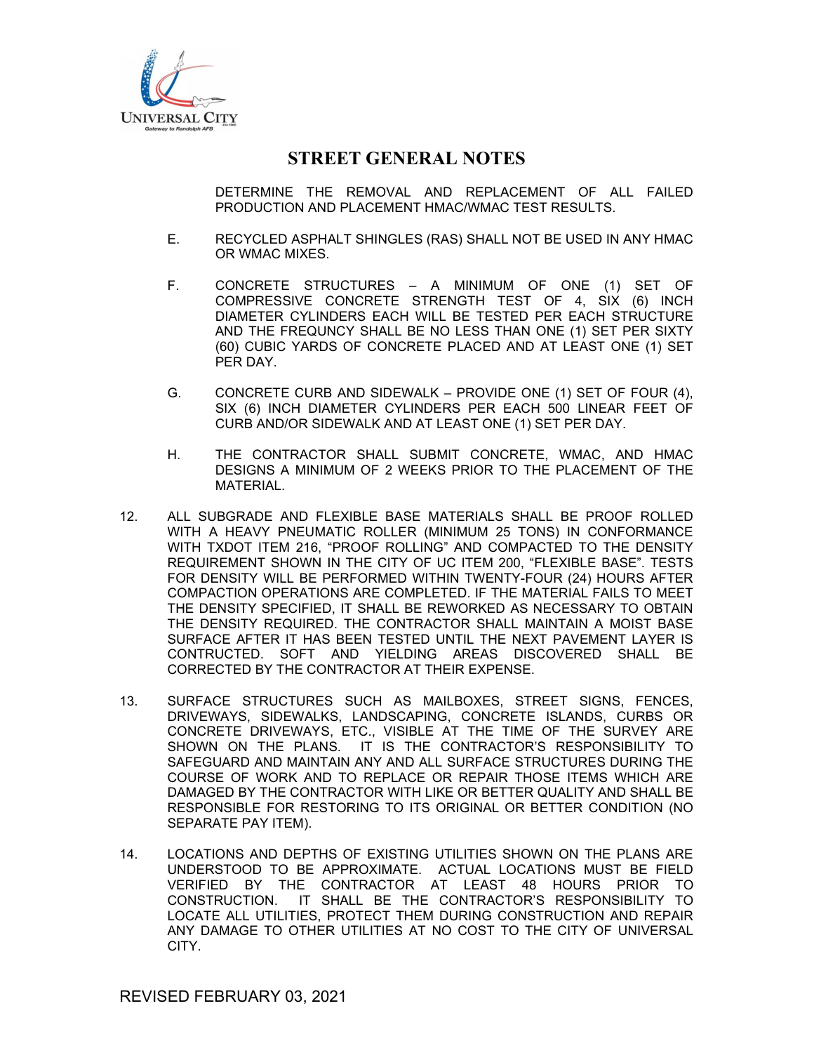# STREET GENERAL NOTES

DETERMINE THE REMOVAL AND REPLACEMENT OF ALL FAILED PRODUCTION AND PLACEMENT HMAC/WMAC TEST RESULTS.

E. RECYCLED ASPHALT SHINGLES (RAS) SHALL NOT BE USED IN ANY HMAC OR WMAC MIXES.

F. CONCRETE STRUCTURES – A MINIMUM OF ONE (1) SET OF COMPRESSIVE CONCRETE STRENGTH TEST OF 4, SIX (6) INCH DIAMETER CYLINDERS EACH WILL BE TESTED PER EACH STRUCTURE AND THE FREQUNCY SHALL BE NO LESS THAN ONE (1) SET PER SIXTY (60) CUBIC YARDS OF CONCRETE PLACED AND AT LEAST ONE (1) SET PER DAY.

G. CONCRETE CURB AND SIDEWALK – PROVIDE ONE (1) SET OF FOUR (4), SIX (6) INCH DIAMETER CYLINDERS PER EACH 500 LINEAR FEET OF CURB AND/OR SIDEWALK AND AT LEAST ONE (1) SET PER DAY.

H. THE CONTRACTOR SHALL SUBMIT CONCRETE, WMAC, AND HMAC DESIGNS A MINIMUM OF 2 WEEKS PRIOR TO THE PLACEMENT OF THE MATERIAL.

12. ALL SUBGRADE AND FLEXIBLE BASE MATERIALS SHALL BE PROOF ROLLED WITH A HEAVY PNEUMATIC ROLLER (MINIMUM 25 TONS) IN CONFORMANCE WITH TXDOT ITEM 216, "PROOF ROLLING" AND COMPACTED TO THE DENSITY REQUIREMENT SHOWN IN THE CITY OF UC ITEM 200, "FLEXIBLE BASE". TESTS FOR DENSITY WILL BE PERFORMED WITHIN TWENTY-FOUR (24) HOURS AFTER COMPACTION OPERATIONS ARE COMPLETED. IF THE MATERIAL FAILS TO MEET THE DENSITY SPECIFIED, IT SHALL BE REWORKED AS NECESSARY TO OBTAIN THE DENSITY REQUIRED. THE CONTRACTOR SHALL MAINTAIN A MOIST BASE SURFACE AFTER IT HAS BEEN TESTED UNTIL THE NEXT PAVEMENT LAYER IS CONTRUCTED. SOFT AND YIELDING AREAS DISCOVERED SHALL BE CORRECTED BY THE CONTRACTOR AT THEIR EXPENSE.

13. SURFACE STRUCTURES SUCH AS MAILBOXES, STREET SIGNS, FENCES, DRIVEWAYS, SIDEWALKS, LANDSCAPING, CONCRETE ISLANDS, CURBS OR CONCRETE DRIVEWAYS, ETC., VISIBLE AT THE TIME OF THE SURVEY ARE SHOWN ON THE PLANS. IT IS THE CONTRACTOR'S RESPONSIBILITY TO SAFEGUARD AND MAINTAIN ANY AND ALL SURFACE STRUCTURES DURING THE COURSE OF WORK AND TO REPLACE OR REPAIR THOSE ITEMS WHICH ARE DAMAGED BY THE CONTRACTOR WITH LIKE OR BETTER QUALITY AND SHALL BE RESPONSIBLE FOR RESTORING TO ITS ORIGINAL OR BETTER CONDITION (NO SEPARATE PAY ITEM).

14. LOCATIONS AND DEPTHS OF EXISTING UTILITIES SHOWN ON THE PLANS ARE UNDERSTOOD TO BE APPROXIMATE. ACTUAL LOCATIONS MUST BE FIELD VERIFIED BY THE CONTRACTOR AT LEAST 48 HOURS PRIOR TO CONSTRUCTION. IT SHALL BE THE CONTRACTOR'S RESPONSIBILITY TO LOCATE ALL UTILITIES, PROTECT THEM DURING CONSTRUCTION AND REPAIR ANY DAMAGE TO OTHER UTILITIES AT NO COST TO THE CITY OF UNIVERSAL CITY.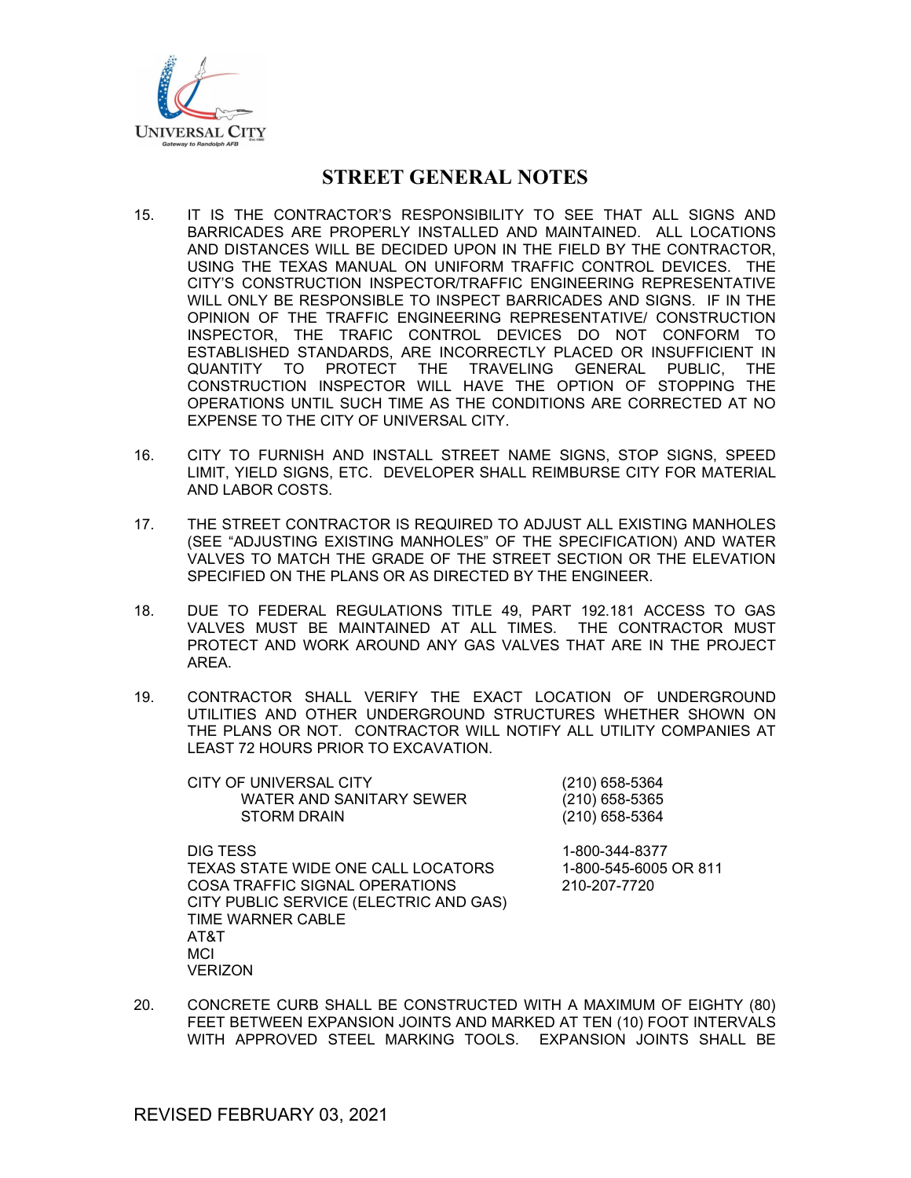# STREET GENERAL NOTES

15. IT IS THE CONTRACTOR'S RESPONSIBILITY TO SEE THAT ALL SIGNS AND BARRICADES ARE PROPERLY INSTALLED AND MAINTAINED. ALL LOCATIONS AND DISTANCES WILL BE DECIDED UPON IN THE FIELD BY THE CONTRACTOR, USING THE TEXAS MANUAL ON UNIFORM TRAFFIC CONTROL DEVICES. THE CITY'S CONSTRUCTION INSPECTOR/TRAFFIC ENGINEERING REPRESENTATIVE WILL ONLY BE RESPONSIBLE TO INSPECT BARRICADES AND SIGNS. IF IN THE OPINION OF THE TRAFFIC ENGINEERING REPRESENTATIVE/ CONSTRUCTION INSPECTOR, THE TRAFIC CONTROL DEVICES DO NOT CONFORM TO ESTABLISHED STANDARDS, ARE INCORRECTLY PLACED OR INSUFFICIENT IN QUANTITY TO PROTECT THE TRAVELING GENERAL PUBLIC, THE CONSTRUCTION INSPECTOR WILL HAVE THE OPTION OF STOPPING THE OPERATIONS UNTIL SUCH TIME AS THE CONDITIONS ARE CORRECTED AT NO EXPENSE TO THE CITY OF UNIVERSAL CITY.

16. CITY TO FURNISH AND INSTALL STREET NAME SIGNS, STOP SIGNS, SPEED LIMIT, YIELD SIGNS, ETC. DEVELOPER SHALL REIMBURSE CITY FOR MATERIAL AND LABOR COSTS.

17. THE STREET CONTRACTOR IS REQUIRED TO ADJUST ALL EXISTING MANHOLES (SEE "ADJUSTING EXISTING MANHOLES" OF THE SPECIFICATION) AND WATER VALVES TO MATCH THE GRADE OF THE STREET SECTION OR THE ELEVATION SPECIFIED ON THE PLANS OR AS DIRECTED BY THE ENGINEER.

18. DUE TO FEDERAL REGULATIONS TITLE 49, PART 192.181 ACCESS TO GAS VALVES MUST BE MAINTAINED AT ALL TIMES. THE CONTRACTOR MUST PROTECT AND WORK AROUND ANY GAS VALVES THAT ARE IN THE PROJECT AREA.

19. CONTRACTOR SHALL VERIFY THE EXACT LOCATION OF UNDERGROUND UTILITIES AND OTHER UNDERGROUND STRUCTURES WHETHER SHOWN ON THE PLANS OR NOT. CONTRACTOR WILL NOTIFY ALL UTILITY COMPANIES AT LEAST 72 HOURS PRIOR TO EXCAVATION.

| | |
|---|---|
| CITY OF UNIVERSAL CITY | (210) 658-5364 |
| WATER AND SANITARY SEWER | (210) 658-5365 |
| STORM DRAIN | (210) 658-5364 |
| | |
| DIG TESS | 1-800-344-8377 |
| TEXAS STATE WIDE ONE CALL LOCATORS | 1-800-545-6005 OR 811 |
| COSA TRAFFIC SIGNAL OPERATIONS | 210-207-7720 |
| CITY PUBLIC SERVICE (ELECTRIC AND GAS) | |
| TIME WARNER CABLE | |
| AT&T | |
| MCI | |
| VERIZON | |

20. CONCRETE CURB SHALL BE CONSTRUCTED WITH A MAXIMUM OF EIGHTY (80) FEET BETWEEN EXPANSION JOINTS AND MARKED AT TEN (10) FOOT INTERVALS WITH APPROVED STEEL MARKING TOOLS. EXPANSION JOINTS SHALL BE

REVISED FEBRUARY 03, 2021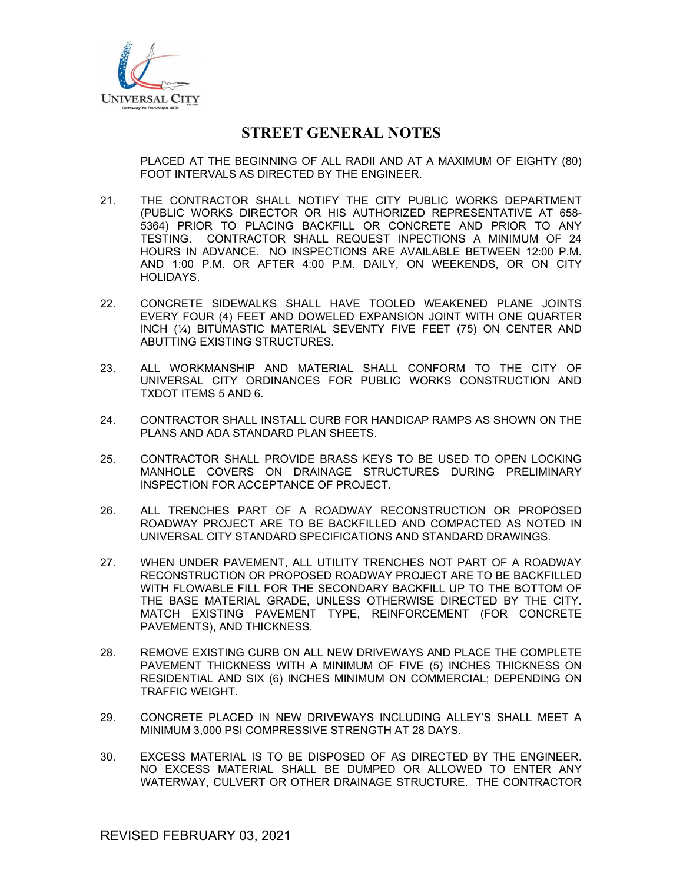# STREET GENERAL NOTES

PLACED AT THE BEGINNING OF ALL RADII AND AT A MAXIMUM OF EIGHTY (80) FOOT INTERVALS AS DIRECTED BY THE ENGINEER.

21. THE CONTRACTOR SHALL NOTIFY THE CITY PUBLIC WORKS DEPARTMENT (PUBLIC WORKS DIRECTOR OR HIS AUTHORIZED REPRESENTATIVE AT 658-5364) PRIOR TO PLACING BACKFILL OR CONCRETE AND PRIOR TO ANY TESTING. CONTRACTOR SHALL REQUEST INPECTIONS A MINIMUM OF 24 HOURS IN ADVANCE. NO INSPECTIONS ARE AVAILABLE BETWEEN 12:00 P.M. AND 1:00 P.M. OR AFTER 4:00 P.M. DAILY, ON WEEKENDS, OR ON CITY HOLIDAYS.

22. CONCRETE SIDEWALKS SHALL HAVE TOOLED WEAKENED PLANE JOINTS EVERY FOUR (4) FEET AND DOWELED EXPANSION JOINT WITH ONE QUARTER INCH (¼) BITUMASTIC MATERIAL SEVENTY FIVE FEET (75) ON CENTER AND ABUTTING EXISTING STRUCTURES.

23. ALL WORKMANSHIP AND MATERIAL SHALL CONFORM TO THE CITY OF UNIVERSAL CITY ORDINANCES FOR PUBLIC WORKS CONSTRUCTION AND TXDOT ITEMS 5 AND 6.

24. CONTRACTOR SHALL INSTALL CURB FOR HANDICAP RAMPS AS SHOWN ON THE PLANS AND ADA STANDARD PLAN SHEETS.

25. CONTRACTOR SHALL PROVIDE BRASS KEYS TO BE USED TO OPEN LOCKING MANHOLE COVERS ON DRAINAGE STRUCTURES DURING PRELIMINARY INSPECTION FOR ACCEPTANCE OF PROJECT.

26. ALL TRENCHES PART OF A ROADWAY RECONSTRUCTION OR PROPOSED ROADWAY PROJECT ARE TO BE BACKFILLED AND COMPACTED AS NOTED IN UNIVERSAL CITY STANDARD SPECIFICATIONS AND STANDARD DRAWINGS.

27. WHEN UNDER PAVEMENT, ALL UTILITY TRENCHES NOT PART OF A ROADWAY RECONSTRUCTION OR PROPOSED ROADWAY PROJECT ARE TO BE BACKFILLED WITH FLOWABLE FILL FOR THE SECONDARY BACKFILL UP TO THE BOTTOM OF THE BASE MATERIAL GRADE, UNLESS OTHERWISE DIRECTED BY THE CITY. MATCH EXISTING PAVEMENT TYPE, REINFORCEMENT (FOR CONCRETE PAVEMENTS), AND THICKNESS.

28. REMOVE EXISTING CURB ON ALL NEW DRIVEWAYS AND PLACE THE COMPLETE PAVEMENT THICKNESS WITH A MINIMUM OF FIVE (5) INCHES THICKNESS ON RESIDENTIAL AND SIX (6) INCHES MINIMUM ON COMMERCIAL; DEPENDING ON TRAFFIC WEIGHT.

29. CONCRETE PLACED IN NEW DRIVEWAYS INCLUDING ALLEY'S SHALL MEET A MINIMUM 3,000 PSI COMPRESSIVE STRENGTH AT 28 DAYS.

30. EXCESS MATERIAL IS TO BE DISPOSED OF AS DIRECTED BY THE ENGINEER. NO EXCESS MATERIAL SHALL BE DUMPED OR ALLOWED TO ENTER ANY WATERWAY, CULVERT OR OTHER DRAINAGE STRUCTURE. THE CONTRACTOR

REVISED FEBRUARY 03, 2021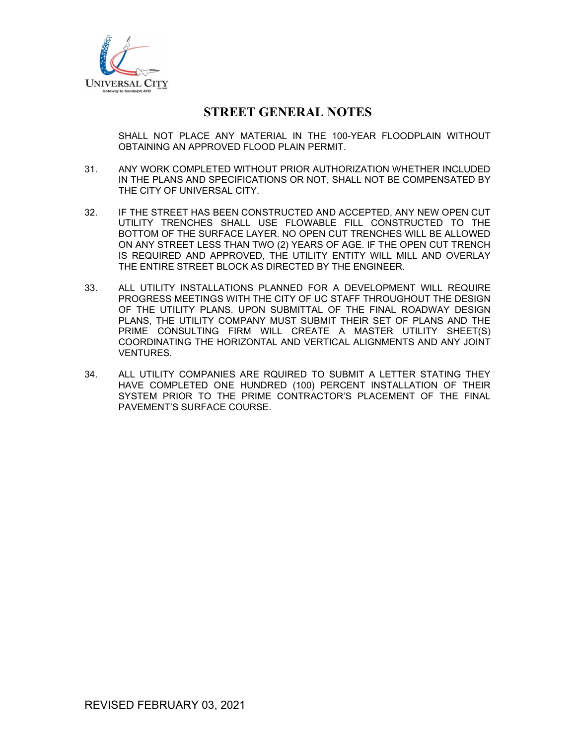## STREET GENERAL NOTES

SHALL NOT PLACE ANY MATERIAL IN THE 100-YEAR FLOODPLAIN WITHOUT OBTAINING AN APPROVED FLOOD PLAIN PERMIT.

31. ANY WORK COMPLETED WITHOUT PRIOR AUTHORIZATION WHETHER INCLUDED IN THE PLANS AND SPECIFICATIONS OR NOT, SHALL NOT BE COMPENSATED BY THE CITY OF UNIVERSAL CITY.

32. IF THE STREET HAS BEEN CONSTRUCTED AND ACCEPTED, ANY NEW OPEN CUT UTILITY TRENCHES SHALL USE FLOWABLE FILL CONSTRUCTED TO THE BOTTOM OF THE SURFACE LAYER. NO OPEN CUT TRENCHES WILL BE ALLOWED ON ANY STREET LESS THAN TWO (2) YEARS OF AGE. IF THE OPEN CUT TRENCH IS REQUIRED AND APPROVED, THE UTILITY ENTITY WILL MILL AND OVERLAY THE ENTIRE STREET BLOCK AS DIRECTED BY THE ENGINEER.

33. ALL UTILITY INSTALLATIONS PLANNED FOR A DEVELOPMENT WILL REQUIRE PROGRESS MEETINGS WITH THE CITY OF UC STAFF THROUGHOUT THE DESIGN OF THE UTILITY PLANS. UPON SUBMITTAL OF THE FINAL ROADWAY DESIGN PLANS, THE UTILITY COMPANY MUST SUBMIT THEIR SET OF PLANS AND THE PRIME CONSULTING FIRM WILL CREATE A MASTER UTILITY SHEET(S) COORDINATING THE HORIZONTAL AND VERTICAL ALIGNMENTS AND ANY JOINT VENTURES.

34. ALL UTILITY COMPANIES ARE RQUIRED TO SUBMIT A LETTER STATING THEY HAVE COMPLETED ONE HUNDRED (100) PERCENT INSTALLATION OF THEIR SYSTEM PRIOR TO THE PRIME CONTRACTOR'S PLACEMENT OF THE FINAL PAVEMENT'S SURFACE COURSE.

REVISED FEBRUARY 03, 2021